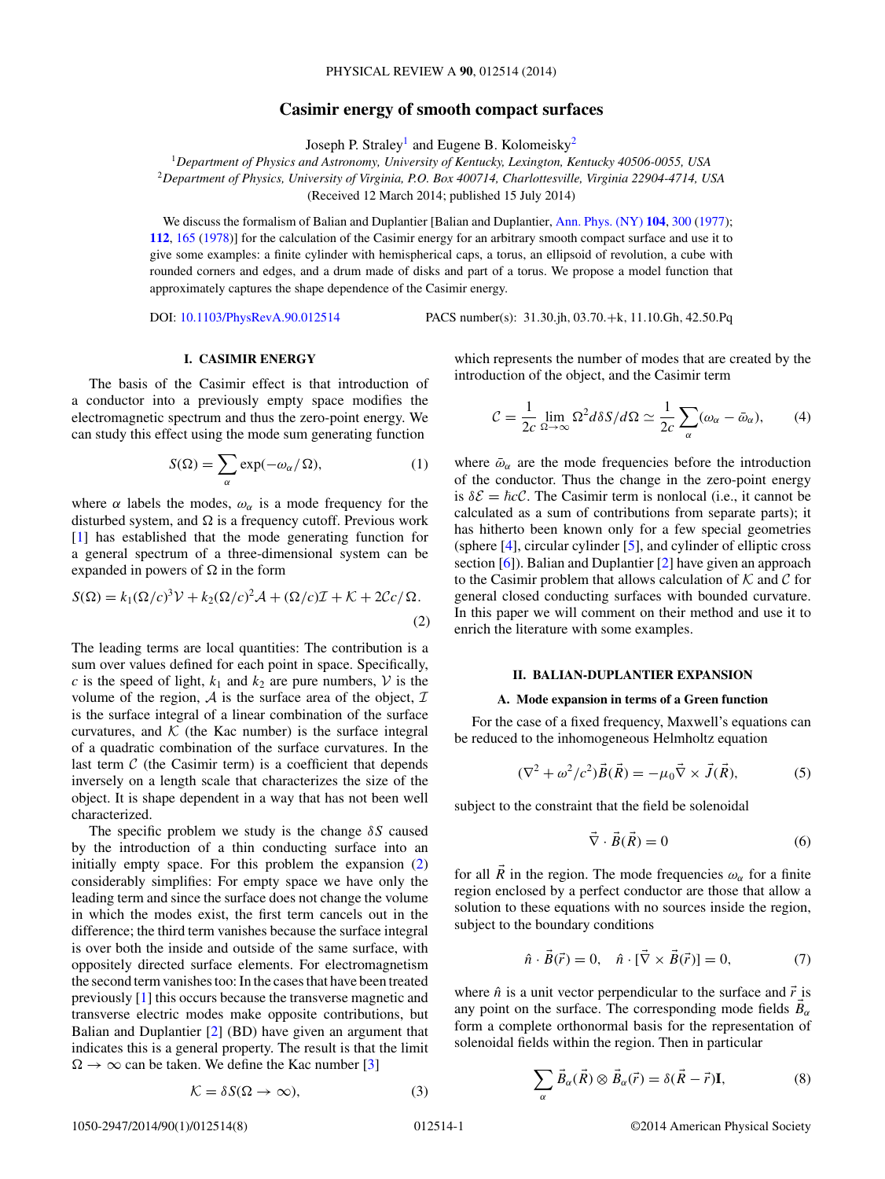# Casimir energy of smooth compact surfaces

Joseph P. Straley[1] and Eugene B. Kolomeisky[2]

[1]*Department of Physics and Astronomy, University of Kentucky, Lexington, Kentucky 40506-0055, USA*
[2]*Department of Physics, University of Virginia, P.O. Box 400714, Charlottesville, Virginia 22904-4714, USA*
(Received 12 March 2014; published 15 July 2014)

We discuss the formalism of Balian and Duplantier [Balian and Duplantier, Ann. Phys. (NY) **104**, 300 (1977); **112**, 165 (1978)] for the calculation of the Casimir energy for an arbitrary smooth compact surface and use it to give some examples: a finite cylinder with hemispherical caps, a torus, an ellipsoid of revolution, a cube with rounded corners and edges, and a drum made of disks and part of a torus. We propose a model function that approximately captures the shape dependence of the Casimir energy.

DOI: 10.1103/PhysRevA.90.012514 PACS number(s): 31.30.jh, 03.70.+k, 11.10.Gh, 42.50.Pq

## I. CASIMIR ENERGY

The basis of the Casimir effect is that introduction of a conductor into a previously empty space modifies the electromagnetic spectrum and thus the zero-point energy. We can study this effect using the mode sum generating function

$$S(\Omega) = \sum_\alpha \exp(-\omega_\alpha/\Omega), \tag{1}$$

where $\alpha$ labels the modes, $\omega_\alpha$ is a mode frequency for the disturbed system, and $\Omega$ is a frequency cutoff. Previous work [1] has established that the mode generating function for a general spectrum of a three-dimensional system can be expanded in powers of $\Omega$ in the form

$$S(\Omega) = k_1(\Omega/c)^3\mathcal{V} + k_2(\Omega/c)^2\mathcal{A} + (\Omega/c)\mathcal{I} + \mathcal{K} + 2\mathcal{C}c/\Omega. \tag{2}$$

The leading terms are local quantities: The contribution is a sum over values defined for each point in space. Specifically, $c$ is the speed of light, $k_1$ and $k_2$ are pure numbers, $\mathcal{V}$ is the volume of the region, $\mathcal{A}$ is the surface area of the object, $\mathcal{I}$ is the surface integral of a linear combination of the surface curvatures, and $\mathcal{K}$ (the Kac number) is the surface integral of a quadratic combination of the surface curvatures. In the last term $\mathcal{C}$ (the Casimir term) is a coefficient that depends inversely on a length scale that characterizes the size of the object. It is shape dependent in a way that has not been well characterized.

The specific problem we study is the change $\delta S$ caused by the introduction of a thin conducting surface into an initially empty space. For this problem the expansion (2) considerably simplifies: For empty space we have only the leading term and since the surface does not change the volume in which the modes exist, the first term cancels out in the difference; the third term vanishes because the surface integral is over both the inside and outside of the same surface, with oppositely directed surface elements. For electromagnetism the second term vanishes too: In the cases that have been treated previously [1] this occurs because the transverse magnetic and transverse electric modes make opposite contributions, but Balian and Duplantier [2] (BD) have given an argument that indicates this is a general property. The result is that the limit $\Omega \to \infty$ can be taken. We define the Kac number [3]

$$\mathcal{K} = \delta S(\Omega \to \infty), \tag{3}$$

which represents the number of modes that are created by the introduction of the object, and the Casimir term

$$\mathcal{C} = \frac{1}{2c}\lim_{\Omega\to\infty} \Omega^2 d\delta S/d\Omega \simeq \frac{1}{2c}\sum_\alpha(\omega_\alpha - \bar{\omega}_\alpha), \tag{4}$$

where $\bar{\omega}_\alpha$ are the mode frequencies before the introduction of the conductor. Thus the change in the zero-point energy is $\delta\mathcal{E} = \hbar c\mathcal{C}$. The Casimir term is nonlocal (i.e., it cannot be calculated as a sum of contributions from separate parts); it has hitherto been known only for a few special geometries (sphere [4], circular cylinder [5], and cylinder of elliptic cross section [6]). Balian and Duplantier [2] have given an approach to the Casimir problem that allows calculation of $\mathcal{K}$ and $\mathcal{C}$ for general closed conducting surfaces with bounded curvature. In this paper we will comment on their method and use it to enrich the literature with some examples.

## II. BALIAN-DUPLANTIER EXPANSION

### A. Mode expansion in terms of a Green function

For the case of a fixed frequency, Maxwell's equations can be reduced to the inhomogeneous Helmholtz equation

$$(\nabla^2 + \omega^2/c^2)\vec{B}(\vec{R}) = -\mu_0\vec{\nabla}\times\vec{J}(\vec{R}), \tag{5}$$

subject to the constraint that the field be solenoidal

$$\vec{\nabla}\cdot\vec{B}(\vec{R}) = 0 \tag{6}$$

for all $\vec{R}$ in the region. The mode frequencies $\omega_\alpha$ for a finite region enclosed by a perfect conductor are those that allow a solution to these equations with no sources inside the region, subject to the boundary conditions

$$\hat{n}\cdot\vec{B}(\vec{r}) = 0, \quad \hat{n}\cdot[\vec{\nabla}\times\vec{B}(\vec{r})] = 0, \tag{7}$$

where $\hat{n}$ is a unit vector perpendicular to the surface and $\vec{r}$ is any point on the surface. The corresponding mode fields $\vec{B}_\alpha$ form a complete orthonormal basis for the representation of solenoidal fields within the region. Then in particular

$$\sum_\alpha \vec{B}_\alpha(\vec{R})\otimes\vec{B}_\alpha(\vec{r}) = \delta(\vec{R}-\vec{r})\mathbf{I}, \tag{8}$$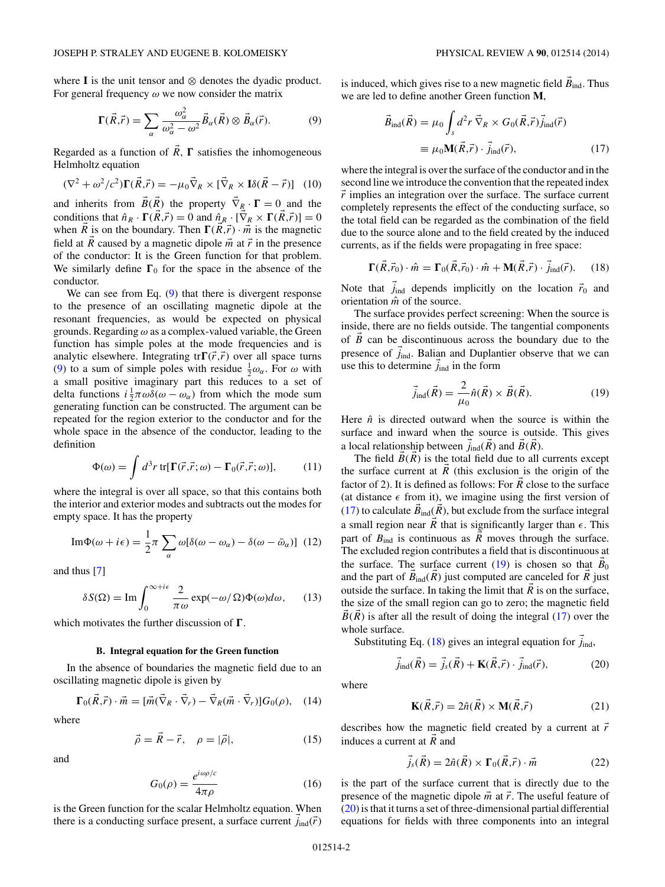where $\mathbf{I}$ is the unit tensor and $\otimes$ denotes the dyadic product. For general frequency $\omega$ we now consider the matrix

$$\boldsymbol{\Gamma}(\vec{R},\vec{r}) = \sum_{\alpha} \frac{\omega_\alpha^2}{\omega_\alpha^2 - \omega^2} \vec{B}_\alpha(\vec{R}) \otimes \vec{B}_\alpha(\vec{r}). \tag{9}$$

Regarded as a function of $\vec{R}$, $\boldsymbol{\Gamma}$ satisfies the inhomogeneous Helmholtz equation

$$(\nabla^2 + \omega^2/c^2)\boldsymbol{\Gamma}(\vec{R},\vec{r}) = -\mu_0 \vec{\nabla}_R \times [\vec{\nabla}_R \times \mathbf{I}\delta(\vec{R}-\vec{r})] \tag{10}$$

and inherits from $\vec{B}(\vec{R})$ the property $\vec{\nabla}_R \cdot \boldsymbol{\Gamma} = 0$ and the conditions that $\hat{n}_R \cdot \boldsymbol{\Gamma}(\vec{R},\vec{r}) = 0$ and $\hat{n}_R \cdot [\vec{\nabla}_R \times \boldsymbol{\Gamma}(\vec{R},\vec{r})] = 0$ when $\vec{R}$ is on the boundary. Then $\boldsymbol{\Gamma}(\vec{R},\vec{r}) \cdot \vec{m}$ is the magnetic field at $\vec{R}$ caused by a magnetic dipole $\vec{m}$ at $\vec{r}$ in the presence of the conductor: It is the Green function for that problem. We similarly define $\boldsymbol{\Gamma}_0$ for the space in the absence of the conductor.

We can see from Eq. (9) that there is divergent response to the presence of an oscillating magnetic dipole at the resonant frequencies, as would be expected on physical grounds. Regarding $\omega$ as a complex-valued variable, the Green function has simple poles at the mode frequencies and is analytic elsewhere. Integrating $\mathrm{tr}\boldsymbol{\Gamma}(\vec{r},\vec{r})$ over all space turns (9) to a sum of simple poles with residue $\frac{1}{2}\omega_\alpha$. For $\omega$ with a small positive imaginary part this reduces to a set of delta functions $i\frac{1}{2}\pi\omega\delta(\omega-\omega_\alpha)$ from which the mode sum generating function can be constructed. The argument can be repeated for the region exterior to the conductor and for the whole space in the absence of the conductor, leading to the definition

$$\Phi(\omega) = \int d^3r\, \mathrm{tr}[\boldsymbol{\Gamma}(\vec{r},\vec{r};\omega) - \boldsymbol{\Gamma}_0(\vec{r},\vec{r};\omega)], \tag{11}$$

where the integral is over all space, so that this contains both the interior and exterior modes and subtracts out the modes for empty space. It has the property

$$\mathrm{Im}\Phi(\omega + i\epsilon) = \frac{1}{2}\pi \sum_{\alpha} \omega[\delta(\omega-\omega_\alpha) - \delta(\omega - \bar{\omega}_\alpha)] \tag{12}$$

and thus [7]

$$\delta S(\Omega) = \mathrm{Im}\int_0^{\infty + i\epsilon} \frac{2}{\pi\omega} \exp(-\omega/\Omega)\Phi(\omega)d\omega, \tag{13}$$

which motivates the further discussion of $\boldsymbol{\Gamma}$.

### B. Integral equation for the Green function

In the absence of boundaries the magnetic field due to an oscillating magnetic dipole is given by

$$\boldsymbol{\Gamma}_0(\vec{R},\vec{r}) \cdot \vec{m} = [\vec{m}(\vec{\nabla}_R \cdot \vec{\nabla}_r) - \vec{\nabla}_R(\vec{m}\cdot\vec{\nabla}_r)]G_0(\rho), \tag{14}$$

where

$$\vec{\rho} = \vec{R} - \vec{r}, \quad \rho = |\vec{\rho}|, \tag{15}$$

and

$$G_0(\rho) = \frac{e^{i\omega\rho/c}}{4\pi\rho} \tag{16}$$

is the Green function for the scalar Helmholtz equation. When there is a conducting surface present, a surface current $\vec{j}_{\mathrm{ind}}(\vec{r})$ is induced, which gives rise to a new magnetic field $\vec{B}_{\mathrm{ind}}$. Thus we are led to define another Green function $\mathbf{M}$,

$$\begin{aligned}\vec{B}_{\mathrm{ind}}(\vec{R}) &= \mu_0 \int_s d^2r\, \vec{\nabla}_R \times G_0(\vec{R},\vec{r})\vec{j}_{\mathrm{ind}}(\vec{r}) \\ &\equiv \mu_0 \mathbf{M}(\vec{R},\vec{r}) \cdot \vec{j}_{\mathrm{ind}}(\vec{r}),\end{aligned} \tag{17}$$

where the integral is over the surface of the conductor and in the second line we introduce the convention that the repeated index $\vec{r}$ implies an integration over the surface. The surface current completely represents the effect of the conducting surface, so the total field can be regarded as the combination of the field due to the source alone and to the field created by the induced currents, as if the fields were propagating in free space:

$$\boldsymbol{\Gamma}(\vec{R},\vec{r}_0)\cdot\hat{m} = \boldsymbol{\Gamma}_0(\vec{R},\vec{r}_0)\cdot\hat{m} + \mathbf{M}(\vec{R},\vec{r})\cdot\vec{j}_{\mathrm{ind}}(\vec{r}). \tag{18}$$

Note that $\vec{j}_{\mathrm{ind}}$ depends implicitly on the location $\vec{r}_0$ and orientation $\hat{m}$ of the source.

The surface provides perfect screening: When the source is inside, there are no fields outside. The tangential components of $\vec{B}$ can be discontinuous across the boundary due to the presence of $\vec{j}_{\mathrm{ind}}$. Balian and Duplantier observe that we can use this to determine $\vec{j}_{\mathrm{ind}}$ in the form

$$\vec{j}_{\mathrm{ind}}(\vec{R}) = \frac{2}{\mu_0}\hat{n}(\vec{R}) \times \vec{B}(\vec{R}). \tag{19}$$

Here $\hat{n}$ is directed outward when the source is within the surface and inward when the source is outside. This gives a local relationship between $\vec{j}_{\mathrm{ind}}(\vec{R})$ and $\vec{B}(\vec{R})$.

The field $\vec{B}(\vec{R})$ is the total field due to all currents except the surface current at $\vec{R}$ (this exclusion is the origin of the factor of 2). It is defined as follows: For $\vec{R}$ close to the surface (at distance $\epsilon$ from it), we imagine using the first version of (17) to calculate $\vec{B}_{\mathrm{ind}}(\vec{R})$, but exclude from the surface integral a small region near $\vec{R}$ that is significantly larger than $\epsilon$. This part of $B_{\mathrm{ind}}$ is continuous as $\vec{R}$ moves through the surface. The excluded region contributes a field that is discontinuous at the surface. The surface current (19) is chosen so that $\vec{B}_0$ and the part of $\vec{B}_{\mathrm{ind}}(\vec{R})$ just computed are canceled for $\vec{R}$ just outside the surface. In taking the limit that $\vec{R}$ is on the surface, the size of the small region can go to zero; the magnetic field $\vec{B}(\vec{R})$ is after all the result of doing the integral (17) over the whole surface.

Substituting Eq. (18) gives an integral equation for $\vec{j}_{\mathrm{ind}}$,

$$\vec{j}_{\mathrm{ind}}(\vec{R}) = \vec{j}_s(\vec{R}) + \mathbf{K}(\vec{R},\vec{r}) \cdot \vec{j}_{\mathrm{ind}}(\vec{r}), \tag{20}$$

where

$$\mathbf{K}(\vec{R},\vec{r}) = 2\hat{n}(\vec{R}) \times \mathbf{M}(\vec{R},\vec{r}) \tag{21}$$

describes how the magnetic field created by a current at $\vec{r}$ induces a current at $\vec{R}$ and

$$\vec{j}_s(\vec{R}) = 2\hat{n}(\vec{R}) \times \boldsymbol{\Gamma}_0(\vec{R},\vec{r})\cdot\vec{m} \tag{22}$$

is the part of the surface current that is directly due to the presence of the magnetic dipole $\vec{m}$ at $\vec{r}$. The useful feature of (20) is that it turns a set of three-dimensional partial differential equations for fields with three components into an integral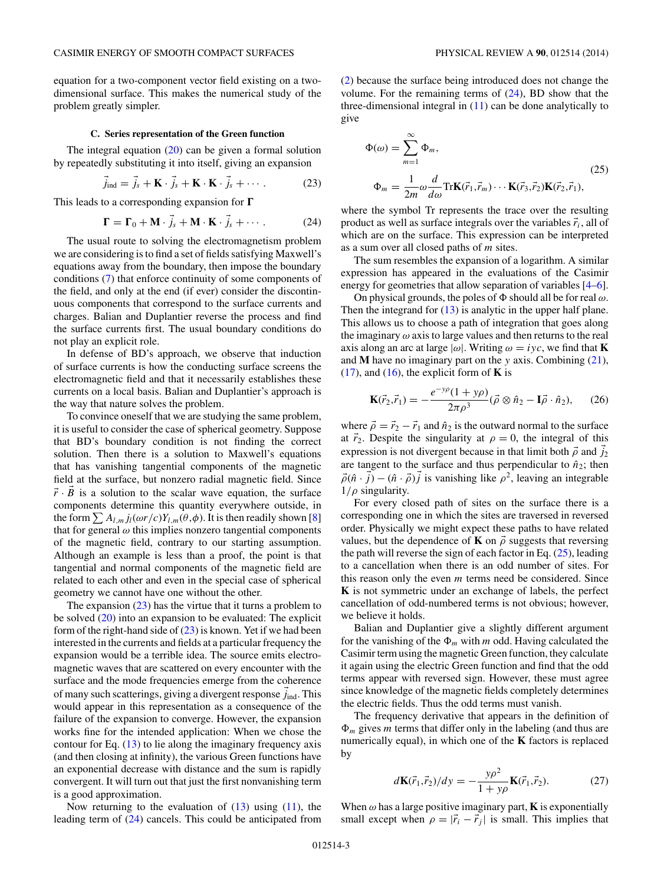equation for a two-component vector field existing on a two-dimensional surface. This makes the numerical study of the problem greatly simpler.

### C. Series representation of the Green function

The integral equation (20) can be given a formal solution by repeatedly substituting it into itself, giving an expansion

$$\vec{j}_{\rm ind} = \vec{j}_s + \mathbf{K}\cdot\vec{j}_s + \mathbf{K}\cdot\mathbf{K}\cdot\vec{j}_s + \cdots . \tag{23}$$

This leads to a corresponding expansion for $\mathbf{\Gamma}$

$$\mathbf{\Gamma} = \mathbf{\Gamma}_0 + \mathbf{M}\cdot\vec{j}_s + \mathbf{M}\cdot\mathbf{K}\cdot\vec{j}_s + \cdots . \tag{24}$$

The usual route to solving the electromagnetism problem we are considering is to find a set of fields satisfying Maxwell's equations away from the boundary, then impose the boundary conditions (7) that enforce continuity of some components of the field, and only at the end (if ever) consider the discontinuous components that correspond to the surface currents and charges. Balian and Duplantier reverse the process and find the surface currents first. The usual boundary conditions do not play an explicit role.

In defense of BD's approach, we observe that induction of surface currents is how the conducting surface screens the electromagnetic field and that it necessarily establishes these currents on a local basis. Balian and Duplantier's approach is the way that nature solves the problem.

To convince oneself that we are studying the same problem, it is useful to consider the case of spherical geometry. Suppose that BD's boundary condition is not finding the correct solution. Then there is a solution to Maxwell's equations that has vanishing tangential components of the magnetic field at the surface, but nonzero radial magnetic field. Since $\vec{r}\cdot\vec{B}$ is a solution to the scalar wave equation, the surface components determine this quantity everywhere outside, in the form $\sum A_{l,m} j_l(\omega r/c) Y_{l,m}(\theta,\phi)$. It is then readily shown [8] that for general $\omega$ this implies nonzero tangential components of the magnetic field, contrary to our starting assumption. Although an example is less than a proof, the point is that tangential and normal components of the magnetic field are related to each other and even in the special case of spherical geometry we cannot have one without the other.

The expansion (23) has the virtue that it turns a problem to be solved (20) into an expansion to be evaluated: The explicit form of the right-hand side of (23) is known. Yet if we had been interested in the currents and fields at a particular frequency the expansion would be a terrible idea. The source emits electromagnetic waves that are scattered on every encounter with the surface and the mode frequencies emerge from the coherence of many such scatterings, giving a divergent response $\vec{j}_{\rm ind}$. This would appear in this representation as a consequence of the failure of the expansion to converge. However, the expansion works fine for the intended application: When we chose the contour for Eq. (13) to lie along the imaginary frequency axis (and then closing at infinity), the various Green functions have an exponential decrease with distance and the sum is rapidly convergent. It will turn out that just the first nonvanishing term is a good approximation.

Now returning to the evaluation of (13) using (11), the leading term of (24) cancels. This could be anticipated from (2) because the surface being introduced does not change the volume. For the remaining terms of (24), BD show that the three-dimensional integral in (11) can be done analytically to give

$$\begin{aligned}\Phi(\omega) &= \sum_{m=1}^{\infty}\Phi_m,\\ \Phi_m &= \frac{1}{2m}\omega\frac{d}{d\omega}{\rm Tr}\mathbf{K}(\vec{r}_1,\vec{r}_m)\cdots\mathbf{K}(\vec{r}_3,\vec{r}_2)\mathbf{K}(\vec{r}_2,\vec{r}_1),\end{aligned} \tag{25}$$

where the symbol Tr represents the trace over the resulting product as well as surface integrals over the variables $\vec{r}_i$, all of which are on the surface. This expression can be interpreted as a sum over all closed paths of $m$ sites.

The sum resembles the expansion of a logarithm. A similar expression has appeared in the evaluations of the Casimir energy for geometries that allow separation of variables [4–6].

On physical grounds, the poles of $\Phi$ should all be for real $\omega$. Then the integrand for (13) is analytic in the upper half plane. This allows us to choose a path of integration that goes along the imaginary $\omega$ axis to large values and then returns to the real axis along an arc at large $|\omega|$. Writing $\omega = iyc$, we find that $\mathbf{K}$ and $\mathbf{M}$ have no imaginary part on the $y$ axis. Combining (21), (17), and (16), the explicit form of $\mathbf{K}$ is

$$\mathbf{K}(\vec{r}_2,\vec{r}_1) = -\frac{e^{-y\rho}(1+y\rho)}{2\pi\rho^3}(\vec{\rho}\otimes\hat{n}_2 - \mathbf{I}\vec{\rho}\cdot\hat{n}_2), \tag{26}$$

where $\vec{\rho} = \vec{r}_2 - \vec{r}_1$ and $\hat{n}_2$ is the outward normal to the surface at $\vec{r}_2$. Despite the singularity at $\rho = 0$, the integral of this expression is not divergent because in that limit both $\vec{\rho}$ and $\vec{j}_2$ are tangent to the surface and thus perpendicular to $\hat{n}_2$; then $\vec{\rho}(\hat{n}\cdot\vec{j}) - (\hat{n}\cdot\vec{\rho})\vec{j}$ is vanishing like $\rho^2$, leaving an integrable $1/\rho$ singularity.

For every closed path of sites on the surface there is a corresponding one in which the sites are traversed in reversed order. Physically we might expect these paths to have related values, but the dependence of $\mathbf{K}$ on $\vec{\rho}$ suggests that reversing the path will reverse the sign of each factor in Eq. (25), leading to a cancellation when there is an odd number of sites. For this reason only the even $m$ terms need be considered. Since $\mathbf{K}$ is not symmetric under an exchange of labels, the perfect cancellation of odd-numbered terms is not obvious; however, we believe it holds.

Balian and Duplantier give a slightly different argument for the vanishing of the $\Phi_m$ with $m$ odd. Having calculated the Casimir term using the magnetic Green function, they calculate it again using the electric Green function and find that the odd terms appear with reversed sign. However, these must agree since knowledge of the magnetic fields completely determines the electric fields. Thus the odd terms must vanish.

The frequency derivative that appears in the definition of $\Phi_m$ gives $m$ terms that differ only in the labeling (and thus are numerically equal), in which one of the $\mathbf{K}$ factors is replaced by

$$d\mathbf{K}(\vec{r}_1,\vec{r}_2)/dy = -\frac{y\rho^2}{1+y\rho}\mathbf{K}(\vec{r}_1,\vec{r}_2). \tag{27}$$

When $\omega$ has a large positive imaginary part, $\mathbf{K}$ is exponentially small except when $\rho = |\vec{r}_i - \vec{r}_j|$ is small. This implies that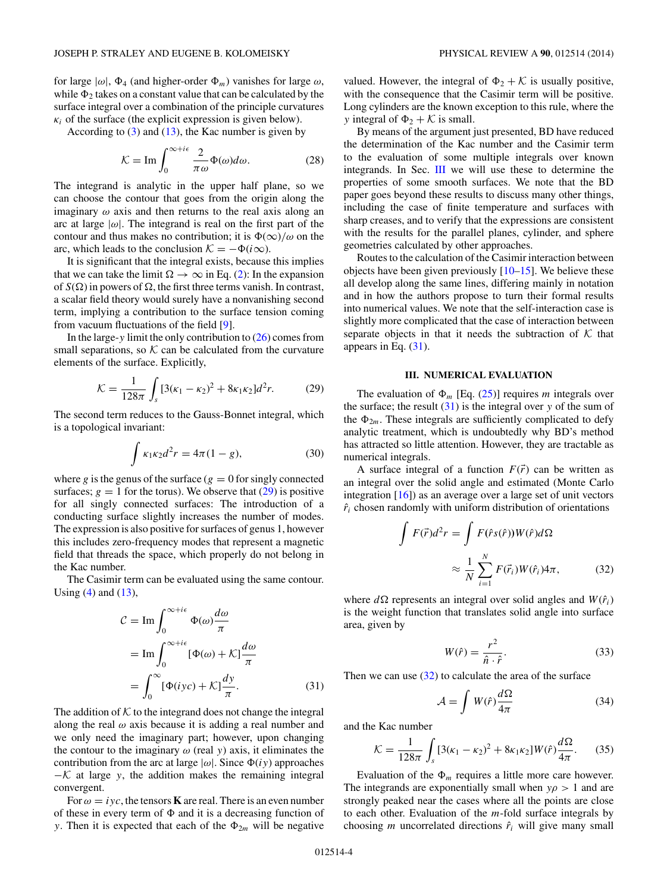for large $|\omega|$, $\Phi_4$ (and higher-order $\Phi_m$) vanishes for large $\omega$, while $\Phi_2$ takes on a constant value that can be calculated by the surface integral over a combination of the principle curvatures $\kappa_i$ of the surface (the explicit expression is given below).

According to (3) and (13), the Kac number is given by

$$\mathcal{K} = \text{Im}\int_0^{\infty+i\epsilon} \frac{2}{\pi\omega}\Phi(\omega)d\omega. \tag{28}$$

The integrand is analytic in the upper half plane, so we can choose the contour that goes from the origin along the imaginary $\omega$ axis and then returns to the real axis along an arc at large $|\omega|$. The integrand is real on the first part of the contour and thus makes no contribution; it is $\Phi(\infty)/\omega$ on the arc, which leads to the conclusion $\mathcal{K} = -\Phi(i\infty)$.

It is significant that the integral exists, because this implies that we can take the limit $\Omega \to \infty$ in Eq. (2): In the expansion of $S(\Omega)$ in powers of $\Omega$, the first three terms vanish. In contrast, a scalar field theory would surely have a nonvanishing second term, implying a contribution to the surface tension coming from vacuum fluctuations of the field [9].

In the large-$y$ limit the only contribution to (26) comes from small separations, so $\mathcal{K}$ can be calculated from the curvature elements of the surface. Explicitly,

$$\mathcal{K} = \frac{1}{128\pi}\int_s [3(\kappa_1 - \kappa_2)^2 + 8\kappa_1\kappa_2]d^2r. \tag{29}$$

The second term reduces to the Gauss-Bonnet integral, which is a topological invariant:

$$\int \kappa_1\kappa_2 d^2r = 4\pi(1-g), \tag{30}$$

where $g$ is the genus of the surface ($g = 0$ for singly connected surfaces; $g = 1$ for the torus). We observe that (29) is positive for all singly connected surfaces: The introduction of a conducting surface slightly increases the number of modes. The expression is also positive for surfaces of genus 1, however this includes zero-frequency modes that represent a magnetic field that threads the space, which properly do not belong in the Kac number.

The Casimir term can be evaluated using the same contour. Using (4) and (13),

$$\begin{aligned}
\mathcal{C} &= \text{Im}\int_0^{\infty+i\epsilon} \Phi(\omega)\frac{d\omega}{\pi} \\
&= \text{Im}\int_0^{\infty+i\epsilon} [\Phi(\omega) + \mathcal{K}]\frac{d\omega}{\pi} \\
&= \int_0^{\infty} [\Phi(iyc) + \mathcal{K}]\frac{dy}{\pi}.
\end{aligned} \tag{31}$$

The addition of $\mathcal{K}$ to the integrand does not change the integral along the real $\omega$ axis because it is adding a real number and we only need the imaginary part; however, upon changing the contour to the imaginary $\omega$ (real $y$) axis, it eliminates the contribution from the arc at large $|\omega|$. Since $\Phi(iy)$ approaches $-\mathcal{K}$ at large $y$, the addition makes the remaining integral convergent.

For $\omega = iyc$, the tensors $\mathbf{K}$ are real. There is an even number of these in every term of $\Phi$ and it is a decreasing function of $y$. Then it is expected that each of the $\Phi_{2m}$ will be negative valued. However, the integral of $\Phi_2 + \mathcal{K}$ is usually positive, with the consequence that the Casimir term will be positive. Long cylinders are the known exception to this rule, where the $y$ integral of $\Phi_2 + \mathcal{K}$ is small.

By means of the argument just presented, BD have reduced the determination of the Kac number and the Casimir term to the evaluation of some multiple integrals over known integrands. In Sec. III we will use these to determine the properties of some smooth surfaces. We note that the BD paper goes beyond these results to discuss many other things, including the case of finite temperature and surfaces with sharp creases, and to verify that the expressions are consistent with the results for the parallel planes, cylinder, and sphere geometries calculated by other approaches.

Routes to the calculation of the Casimir interaction between objects have been given previously [10–15]. We believe these all develop along the same lines, differing mainly in notation and in how the authors propose to turn their formal results into numerical values. We note that the self-interaction case is slightly more complicated that the case of interaction between separate objects in that it needs the subtraction of $\mathcal{K}$ that appears in Eq. (31).

## III. NUMERICAL EVALUATION

The evaluation of $\Phi_m$ [Eq. (25)] requires $m$ integrals over the surface; the result (31) is the integral over $y$ of the sum of the $\Phi_{2m}$. These integrals are sufficiently complicated to defy analytic treatment, which is undoubtedly why BD's method has attracted so little attention. However, they are tractable as numerical integrals.

A surface integral of a function $F(\vec{r})$ can be written as an integral over the solid angle and estimated (Monte Carlo integration [16]) as an average over a large set of unit vectors $\hat{r}_i$ chosen randomly with uniform distribution of orientations

$$\begin{aligned}
\int F(\vec{r})d^2r &= \int F(\hat{r}s(\hat{r}))W(\hat{r})d\Omega \\
&\approx \frac{1}{N}\sum_{i=1}^{N} F(\vec{r}_i)W(\hat{r}_i)4\pi,
\end{aligned} \tag{32}$$

where $d\Omega$ represents an integral over solid angles and $W(\hat{r}_i)$ is the weight function that translates solid angle into surface area, given by

$$W(\hat{r}) = \frac{r^2}{\hat{n}\cdot\hat{r}}. \tag{33}$$

Then we can use (32) to calculate the area of the surface

$$\mathcal{A} = \int W(\hat{r})\frac{d\Omega}{4\pi} \tag{34}$$

and the Kac number

$$\mathcal{K} = \frac{1}{128\pi}\int_s [3(\kappa_1 - \kappa_2)^2 + 8\kappa_1\kappa_2]W(\hat{r})\frac{d\Omega}{4\pi}. \tag{35}$$

Evaluation of the $\Phi_m$ requires a little more care however. The integrands are exponentially small when $y\rho > 1$ and are strongly peaked near the cases where all the points are close to each other. Evaluation of the $m$-fold surface integrals by choosing $m$ uncorrelated directions $\hat{r}_i$ will give many small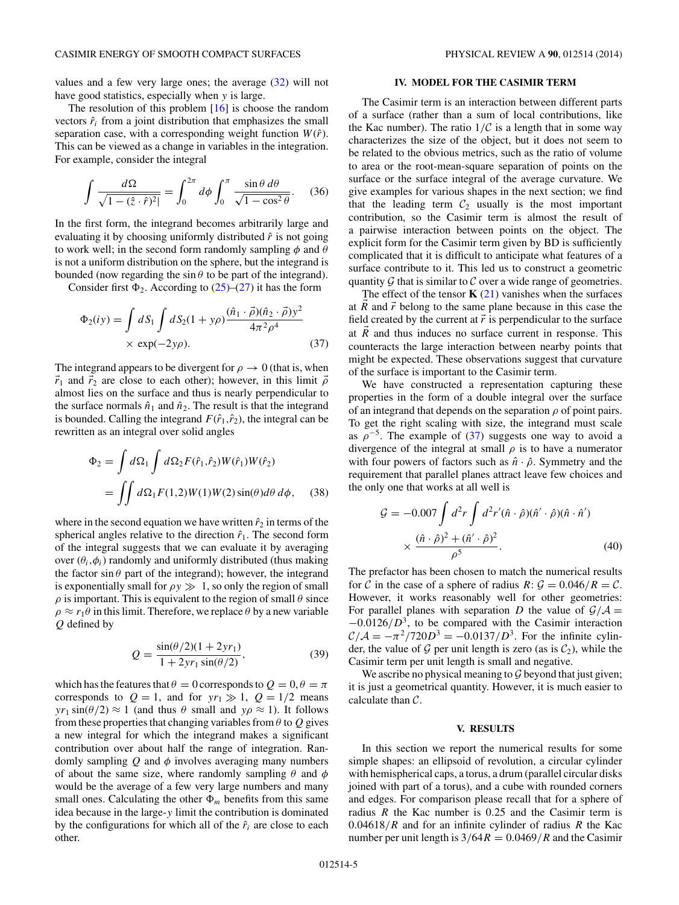values and a few very large ones; the average (32) will not have good statistics, especially when $y$ is large.

The resolution of this problem [16] is choose the random vectors $\hat{r}_i$ from a joint distribution that emphasizes the small separation case, with a corresponding weight function $W(\hat{r})$. This can be viewed as a change in variables in the integration. For example, consider the integral

$$\int \frac{d\Omega}{\sqrt{1-(\hat{z}\cdot\hat{r})^2|}} = \int_0^{2\pi} d\phi \int_0^{\pi} \frac{\sin\theta\, d\theta}{\sqrt{1-\cos^2\theta}}. \quad (36)$$

In the first form, the integrand becomes arbitrarily large and evaluating it by choosing uniformly distributed $\hat{r}$ is not going to work well; in the second form randomly sampling $\phi$ and $\theta$ is not a uniform distribution on the sphere, but the integrand is bounded (now regarding the $\sin\theta$ to be part of the integrand).

Consider first $\Phi_2$. According to (25)–(27) it has the form

$$\Phi_2(iy) = \int dS_1 \int dS_2 (1+y\rho)\frac{(\hat{n}_1\cdot\vec{\rho})(\hat{n}_2\cdot\vec{\rho})y^2}{4\pi^2\rho^4} \times \exp(-2y\rho). \quad (37)$$

The integrand appears to be divergent for $\rho \to 0$ (that is, when $\vec{r}_1$ and $\vec{r}_2$ are close to each other); however, in this limit $\vec{\rho}$ almost lies on the surface and thus is nearly perpendicular to the surface normals $\hat{n}_1$ and $\hat{n}_2$. The result is that the integrand is bounded. Calling the integrand $F(\hat{r}_1,\hat{r}_2)$, the integral can be rewritten as an integral over solid angles

$$\begin{aligned}\Phi_2 &= \int d\Omega_1 \int d\Omega_2 F(\hat{r}_1,\hat{r}_2)W(\hat{r}_1)W(\hat{r}_2) \\ &= \iint d\Omega_1 F(1,2)W(1)W(2)\sin(\theta)d\theta\, d\phi, \end{aligned} \quad (38)$$

where in the second equation we have written $\hat{r}_2$ in terms of the spherical angles relative to the direction $\hat{r}_1$. The second form of the integral suggests that we can evaluate it by averaging over $(\theta_i,\phi_i)$ randomly and uniformly distributed (thus making the factor $\sin\theta$ part of the integrand); however, the integrand is exponentially small for $\rho y \gg 1$, so only the region of small $\rho$ is important. This is equivalent to the region of small $\theta$ since $\rho \approx r_1\theta$ in this limit. Therefore, we replace $\theta$ by a new variable $Q$ defined by

$$Q = \frac{\sin(\theta/2)(1+2yr_1)}{1+2yr_1\sin(\theta/2)}, \quad (39)$$

which has the features that $\theta = 0$ corresponds to $Q = 0, \theta = \pi$ corresponds to $Q = 1$, and for $yr_1 \gg 1$, $Q = 1/2$ means $yr_1 \sin(\theta/2) \approx 1$ (and thus $\theta$ small and $y\rho \approx 1$). It follows from these properties that changing variables from $\theta$ to $Q$ gives a new integral for which the integrand makes a significant contribution over about half the range of integration. Randomly sampling $Q$ and $\phi$ involves averaging many numbers of about the same size, where randomly sampling $\theta$ and $\phi$ would be the average of a few very large numbers and many small ones. Calculating the other $\Phi_m$ benefits from this same idea because in the large-$y$ limit the contribution is dominated by the configurations for which all of the $\hat{r}_i$ are close to each other.

## IV. MODEL FOR THE CASIMIR TERM

The Casimir term is an interaction between different parts of a surface (rather than a sum of local contributions, like the Kac number). The ratio $1/\mathcal{C}$ is a length that in some way characterizes the size of the object, but it does not seem to be related to the obvious metrics, such as the ratio of volume to area or the root-mean-square separation of points on the surface or the surface integral of the average curvature. We give examples for various shapes in the next section; we find that the leading term $\mathcal{C}_2$ usually is the most important contribution, so the Casimir term is almost the result of a pairwise interaction between points on the object. The explicit form for the Casimir term given by BD is sufficiently complicated that it is difficult to anticipate what features of a surface contribute to it. This led us to construct a geometric quantity $\mathcal{G}$ that is similar to $\mathcal{C}$ over a wide range of geometries.

The effect of the tensor $\mathbf{K}$ (21) vanishes when the surfaces at $\vec{R}$ and $\vec{r}$ belong to the same plane because in this case the field created by the current at $\vec{r}$ is perpendicular to the surface at $\vec{R}$ and thus induces no surface current in response. This counteracts the large interaction between nearby points that might be expected. These observations suggest that curvature of the surface is important to the Casimir term.

We have constructed a representation capturing these properties in the form of a double integral over the surface of an integrand that depends on the separation $\rho$ of point pairs. To get the right scaling with size, the integrand must scale as $\rho^{-5}$. The example of (37) suggests one way to avoid a divergence of the integral at small $\rho$ is to have a numerator with four powers of factors such as $\hat{n}\cdot\hat{\rho}$. Symmetry and the requirement that parallel planes attract leave few choices and the only one that works at all well is

$$\mathcal{G} = -0.007 \int d^2r \int d^2r' (\hat{n}\cdot\hat{\rho})(\hat{n}'\cdot\hat{\rho})(\hat{n}\cdot\hat{n}') \times \frac{(\hat{n}\cdot\hat{\rho})^2 + (\hat{n}'\cdot\hat{\rho})^2}{\rho^5}. \quad (40)$$

The prefactor has been chosen to match the numerical results for $\mathcal{C}$ in the case of a sphere of radius $R$: $\mathcal{G} = 0.046/R = \mathcal{C}$. However, it works reasonably well for other geometries: For parallel planes with separation $D$ the value of $\mathcal{G}/\mathcal{A} = -0.0126/D^3$, to be compared with the Casimir interaction $\mathcal{C}/\mathcal{A} = -\pi^2/720D^3 = -0.0137/D^3$. For the infinite cylinder, the value of $\mathcal{G}$ per unit length is zero (as is $\mathcal{C}_2$), while the Casimir term per unit length is small and negative.

We ascribe no physical meaning to $\mathcal{G}$ beyond that just given; it is just a geometrical quantity. However, it is much easier to calculate than $\mathcal{C}$.

## V. RESULTS

In this section we report the numerical results for some simple shapes: an ellipsoid of revolution, a circular cylinder with hemispherical caps, a torus, a drum (parallel circular disks joined with part of a torus), and a cube with rounded corners and edges. For comparison please recall that for a sphere of radius $R$ the Kac number is 0.25 and the Casimir term is $0.04618/R$ and for an infinite cylinder of radius $R$ the Kac number per unit length is $3/64R = 0.0469/R$ and the Casimir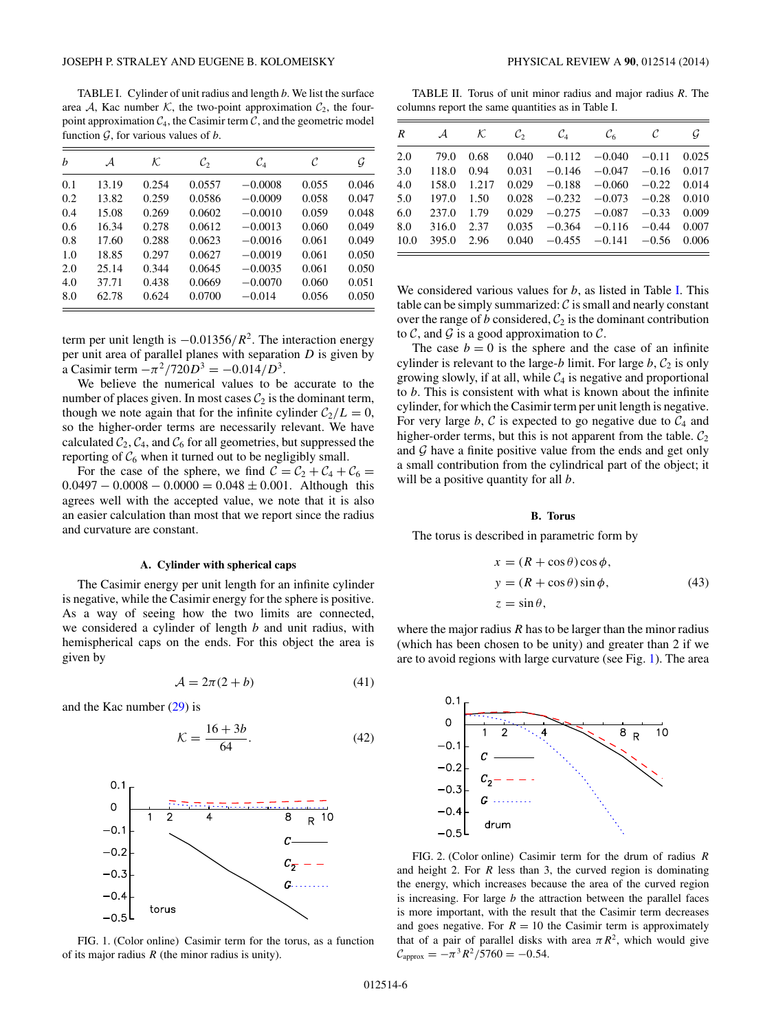TABLE I. Cylinder of unit radius and length $b$. We list the surface area $\mathcal{A}$, Kac number $\mathcal{K}$, the two-point approximation $\mathcal{C}_2$, the four-point approximation $\mathcal{C}_4$, the Casimir term $\mathcal{C}$, and the geometric model function $\mathcal{G}$, for various values of $b$.

| $b$ | $\mathcal{A}$ | $\mathcal{K}$ | $\mathcal{C}_2$ | $\mathcal{C}_4$ | $\mathcal{C}$ | $\mathcal{G}$ |
|---|---|---|---|---|---|---|
| 0.1 | 13.19 | 0.254 | 0.0557 | −0.0008 | 0.055 | 0.046 |
| 0.2 | 13.82 | 0.259 | 0.0586 | −0.0009 | 0.058 | 0.047 |
| 0.4 | 15.08 | 0.269 | 0.0602 | −0.0010 | 0.059 | 0.048 |
| 0.6 | 16.34 | 0.278 | 0.0612 | −0.0013 | 0.060 | 0.049 |
| 0.8 | 17.60 | 0.288 | 0.0623 | −0.0016 | 0.061 | 0.049 |
| 1.0 | 18.85 | 0.297 | 0.0627 | −0.0019 | 0.061 | 0.050 |
| 2.0 | 25.14 | 0.344 | 0.0645 | −0.0035 | 0.061 | 0.050 |
| 4.0 | 37.71 | 0.438 | 0.0669 | −0.0070 | 0.060 | 0.051 |
| 8.0 | 62.78 | 0.624 | 0.0700 | −0.014 | 0.056 | 0.050 |

term per unit length is $-0.01356/R^2$. The interaction energy per unit area of parallel planes with separation $D$ is given by a Casimir term $-\pi^2/720D^3 = -0.014/D^3$.

We believe the numerical values to be accurate to the number of places given. In most cases $\mathcal{C}_2$ is the dominant term, though we note again that for the infinite cylinder $\mathcal{C}_2/L = 0$, so the higher-order terms are necessarily relevant. We have calculated $\mathcal{C}_2$, $\mathcal{C}_4$, and $\mathcal{C}_6$ for all geometries, but suppressed the reporting of $\mathcal{C}_6$ when it turned out to be negligibly small.

For the case of the sphere, we find $\mathcal{C} = \mathcal{C}_2 + \mathcal{C}_4 + \mathcal{C}_6 = 0.0497 - 0.0008 - 0.0000 = 0.048 \pm 0.001$. Although this agrees well with the accepted value, we note that it is also an easier calculation than most that we report since the radius and curvature are constant.

### A. Cylinder with spherical caps

The Casimir energy per unit length for an infinite cylinder is negative, while the Casimir energy for the sphere is positive. As a way of seeing how the two limits are connected, we considered a cylinder of length $b$ and unit radius, with hemispherical caps on the ends. For this object the area is given by

$$\mathcal{A} = 2\pi(2 + b) \tag{41}$$

and the Kac number (29) is

$$\mathcal{K} = \frac{16 + 3b}{64}. \tag{42}$$

FIG. 1. (Color online) Casimir term for the torus, as a function of its major radius $R$ (the minor radius is unity).

TABLE II. Torus of unit minor radius and major radius $R$. The columns report the same quantities as in Table I.

| $R$ | $\mathcal{A}$ | $\mathcal{K}$ | $\mathcal{C}_2$ | $\mathcal{C}_4$ | $\mathcal{C}_6$ | $\mathcal{C}$ | $\mathcal{G}$ |
|---|---|---|---|---|---|---|---|
| 2.0 | 79.0 | 0.68 | 0.040 | −0.112 | −0.040 | −0.11 | 0.025 |
| 3.0 | 118.0 | 0.94 | 0.031 | −0.146 | −0.047 | −0.16 | 0.017 |
| 4.0 | 158.0 | 1.217 | 0.029 | −0.188 | −0.060 | −0.22 | 0.014 |
| 5.0 | 197.0 | 1.50 | 0.028 | −0.232 | −0.073 | −0.28 | 0.010 |
| 6.0 | 237.0 | 1.79 | 0.029 | −0.275 | −0.087 | −0.33 | 0.009 |
| 8.0 | 316.0 | 2.37 | 0.035 | −0.364 | −0.116 | −0.44 | 0.007 |
| 10.0 | 395.0 | 2.96 | 0.040 | −0.455 | −0.141 | −0.56 | 0.006 |

We considered various values for $b$, as listed in Table I. This table can be simply summarized: $\mathcal{C}$ is small and nearly constant over the range of $b$ considered, $\mathcal{C}_2$ is the dominant contribution to $\mathcal{C}$, and $\mathcal{G}$ is a good approximation to $\mathcal{C}$.

The case $b = 0$ is the sphere and the case of an infinite cylinder is relevant to the large-$b$ limit. For large $b$, $\mathcal{C}_2$ is only growing slowly, if at all, while $\mathcal{C}_4$ is negative and proportional to $b$. This is consistent with what is known about the infinite cylinder, for which the Casimir term per unit length is negative. For very large $b$, $\mathcal{C}$ is expected to go negative due to $\mathcal{C}_4$ and higher-order terms, but this is not apparent from the table. $\mathcal{C}_2$ and $\mathcal{G}$ have a finite positive value from the ends and get only a small contribution from the cylindrical part of the object; it will be a positive quantity for all $b$.

### B. Torus

The torus is described in parametric form by

$$\begin{aligned} x &= (R + \cos\theta)\cos\phi, \\ y &= (R + \cos\theta)\sin\phi, \\ z &= \sin\theta, \end{aligned} \tag{43}$$

where the major radius $R$ has to be larger than the minor radius (which has been chosen to be unity) and greater than 2 if we are to avoid regions with large curvature (see Fig. 1). The area

FIG. 2. (Color online) Casimir term for the drum of radius $R$ and height 2. For $R$ less than 3, the curved region is dominating the energy, which increases because the area of the curved region is increasing. For large $b$ the attraction between the parallel faces is more important, with the result that the Casimir term decreases and goes negative. For $R = 10$ the Casimir term is approximately that of a pair of parallel disks with area $\pi R^2$, which would give $\mathcal{C}_{\text{approx}} = -\pi^3 R^2/5760 = -0.54$.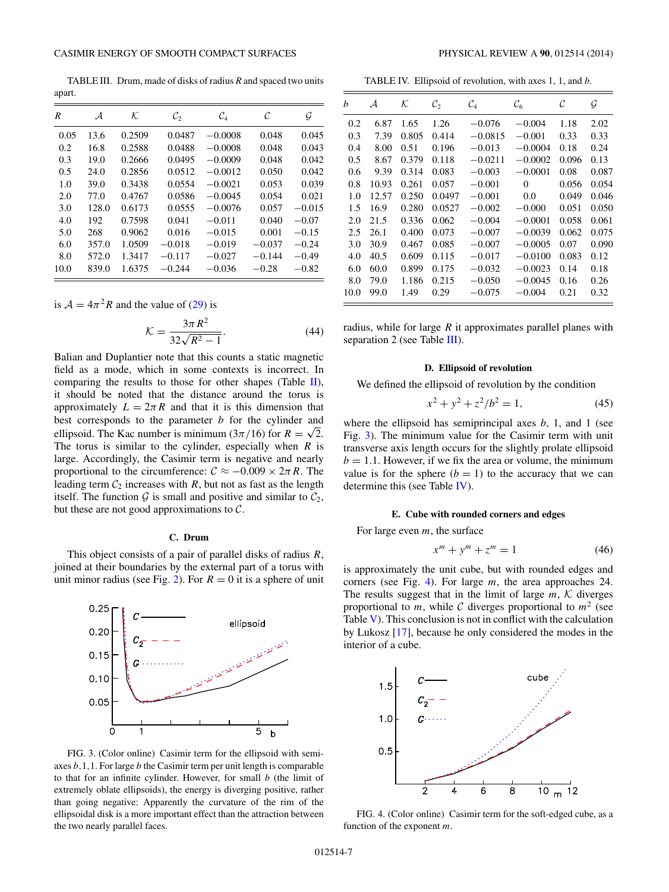TABLE III. Drum, made of disks of radius $R$ and spaced two units apart.

| $R$ | $\mathcal{A}$ | $\mathcal{K}$ | $\mathcal{C}_2$ | $\mathcal{C}_4$ | $\mathcal{C}$ | $\mathcal{G}$ |
|---|---|---|---|---|---|---|
| 0.05 | 13.6 | 0.2509 | 0.0487 | −0.0008 | 0.048 | 0.045 |
| 0.2 | 16.8 | 0.2588 | 0.0488 | −0.0008 | 0.048 | 0.043 |
| 0.3 | 19.0 | 0.2666 | 0.0495 | −0.0009 | 0.048 | 0.042 |
| 0.5 | 24.0 | 0.2856 | 0.0512 | −0.0012 | 0.050 | 0.042 |
| 1.0 | 39.0 | 0.3438 | 0.0554 | −0.0021 | 0.053 | 0.039 |
| 2.0 | 77.0 | 0.4767 | 0.0586 | −0.0045 | 0.054 | 0.021 |
| 3.0 | 128.0 | 0.6173 | 0.0555 | −0.0076 | 0.057 | −0.015 |
| 4.0 | 192 | 0.7598 | 0.041 | −0.011 | 0.040 | −0.07 |
| 5.0 | 268 | 0.9062 | 0.016 | −0.015 | 0.001 | −0.15 |
| 6.0 | 357.0 | 1.0509 | −0.018 | −0.019 | −0.037 | −0.24 |
| 8.0 | 572.0 | 1.3417 | −0.117 | −0.027 | −0.144 | −0.49 |
| 10.0 | 839.0 | 1.6375 | −0.244 | −0.036 | −0.28 | −0.82 |

is $\mathcal{A} = 4\pi^2 R$ and the value of (29) is

$$\mathcal{K} = \frac{3\pi R^2}{32\sqrt{R^2 - 1}}. \tag{44}$$

Balian and Duplantier note that this counts a static magnetic field as a mode, which in some contexts is incorrect. In comparing the results to those for other shapes (Table II), it should be noted that the distance around the torus is approximately $L = 2\pi R$ and that it is this dimension that best corresponds to the parameter $b$ for the cylinder and ellipsoid. The Kac number is minimum $(3\pi/16)$ for $R = \sqrt{2}$. The torus is similar to the cylinder, especially when $R$ is large. Accordingly, the Casimir term is negative and nearly proportional to the circumference: $\mathcal{C} \approx -0.009 \times 2\pi R$. The leading term $\mathcal{C}_2$ increases with $R$, but not as fast as the length itself. The function $\mathcal{G}$ is small and positive and similar to $\mathcal{C}_2$, but these are not good approximations to $\mathcal{C}$.

### C. Drum

This object consists of a pair of parallel disks of radius $R$, joined at their boundaries by the external part of a torus with unit minor radius (see Fig. 2). For $R = 0$ it is a sphere of unit radius, while for large $R$ it approximates parallel planes with separation 2 (see Table III).

FIG. 3. (Color online) Casimir term for the ellipsoid with semiaxes $b,1,1$. For large $b$ the Casimir term per unit length is comparable to that for an infinite cylinder. However, for small $b$ (the limit of extremely oblate ellipsoids), the energy is diverging positive, rather than going negative: Apparently the curvature of the rim of the ellipsoidal disk is a more important effect than the attraction between the two nearly parallel faces.

TABLE IV. Ellipsoid of revolution, with axes 1, 1, and $b$.

| $b$ | $\mathcal{A}$ | $\mathcal{K}$ | $\mathcal{C}_2$ | $\mathcal{C}_4$ | $\mathcal{C}_6$ | $\mathcal{C}$ | $\mathcal{G}$ |
|---|---|---|---|---|---|---|---|
| 0.2 | 6.87 | 1.65 | 1.26 | −0.076 | −0.004 | 1.18 | 2.02 |
| 0.3 | 7.39 | 0.805 | 0.414 | −0.0815 | −0.001 | 0.33 | 0.33 |
| 0.4 | 8.00 | 0.51 | 0.196 | −0.013 | −0.0004 | 0.18 | 0.24 |
| 0.5 | 8.67 | 0.379 | 0.118 | −0.0211 | −0.0002 | 0.096 | 0.13 |
| 0.6 | 9.39 | 0.314 | 0.083 | −0.003 | −0.0001 | 0.08 | 0.087 |
| 0.8 | 10.93 | 0.261 | 0.057 | −0.001 | 0 | 0.056 | 0.054 |
| 1.0 | 12.57 | 0.250 | 0.0497 | −0.001 | 0.0 | 0.049 | 0.046 |
| 1.5 | 16.9 | 0.280 | 0.0527 | −0.002 | −0.000 | 0.051 | 0.050 |
| 2.0 | 21.5 | 0.336 | 0.062 | −0.004 | −0.0001 | 0.058 | 0.061 |
| 2.5 | 26.1 | 0.400 | 0.073 | −0.007 | −0.0039 | 0.062 | 0.075 |
| 3.0 | 30.9 | 0.467 | 0.085 | −0.007 | −0.0005 | 0.07 | 0.090 |
| 4.0 | 40.5 | 0.609 | 0.115 | −0.017 | −0.0100 | 0.083 | 0.12 |
| 6.0 | 60.0 | 0.899 | 0.175 | −0.032 | −0.0023 | 0.14 | 0.18 |
| 8.0 | 79.0 | 1.186 | 0.215 | −0.050 | −0.0045 | 0.16 | 0.26 |
| 10.0 | 99.0 | 1.49 | 0.29 | −0.075 | −0.004 | 0.21 | 0.32 |

### D. Ellipsoid of revolution

We defined the ellipsoid of revolution by the condition

$$x^2 + y^2 + z^2/b^2 = 1, \tag{45}$$

where the ellipsoid has semiprincipal axes $b$, 1, and 1 (see Fig. 3). The minimum value for the Casimir term with unit transverse axis length occurs for the slightly prolate ellipsoid $b = 1.1$. However, if we fix the area or volume, the minimum value is for the sphere ($b = 1$) to the accuracy that we can determine this (see Table IV).

### E. Cube with rounded corners and edges

For large even $m$, the surface

$$x^m + y^m + z^m = 1 \tag{46}$$

is approximately the unit cube, but with rounded edges and corners (see Fig. 4). For large $m$, the area approaches 24. The results suggest that in the limit of large $m$, $\mathcal{K}$ diverges proportional to $m$, while $\mathcal{C}$ diverges proportional to $m^2$ (see Table V). This conclusion is not in conflict with the calculation by Lukosz [17], because he only considered the modes in the interior of a cube.

FIG. 4. (Color online) Casimir term for the soft-edged cube, as a function of the exponent $m$.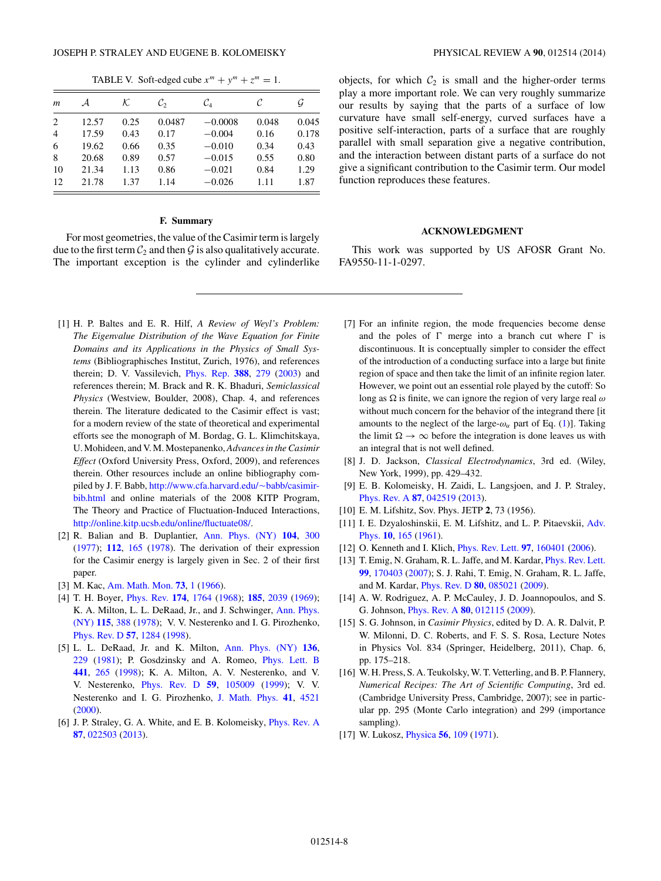TABLE V. Soft-edged cube $x^m + y^m + z^m = 1$.

| $m$ | $\mathcal{A}$ | $\mathcal{K}$ | $\mathcal{C}_2$ | $\mathcal{C}_4$ | $\mathcal{C}$ | $\mathcal{G}$ |
|---|---|---|---|---|---|---|
| 2 | 12.57 | 0.25 | 0.0487 | −0.0008 | 0.048 | 0.045 |
| 4 | 17.59 | 0.43 | 0.17 | −0.004 | 0.16 | 0.178 |
| 6 | 19.62 | 0.66 | 0.35 | −0.010 | 0.34 | 0.43 |
| 8 | 20.68 | 0.89 | 0.57 | −0.015 | 0.55 | 0.80 |
| 10 | 21.34 | 1.13 | 0.86 | −0.021 | 0.84 | 1.29 |
| 12 | 21.78 | 1.37 | 1.14 | −0.026 | 1.11 | 1.87 |

### F. Summary

For most geometries, the value of the Casimir term is largely due to the first term $\mathcal{C}_2$ and then $\mathcal{G}$ is also qualitatively accurate. The important exception is the cylinder and cylinderlike objects, for which $\mathcal{C}_2$ is small and the higher-order terms play a more important role. We can very roughly summarize our results by saying that the parts of a surface of low curvature have small self-energy, curved surfaces have a positive self-interaction, parts of a surface that are roughly parallel with small separation give a negative contribution, and the interaction between distant parts of a surface do not give a significant contribution to the Casimir term. Our model function reproduces these features.

## ACKNOWLEDGMENT

This work was supported by US AFOSR Grant No. FA9550-11-1-0297.

---

[1] H. P. Baltes and E. R. Hilf, *A Review of Weyl's Problem: The Eigenvalue Distribution of the Wave Equation for Finite Domains and its Applications in the Physics of Small Systems* (Bibliographisches Institut, Zurich, 1976), and references therein; D. V. Vassilevich, Phys. Rep. **388**, 279 (2003) and references therein; M. Brack and R. K. Bhaduri, *Semiclassical Physics* (Westview, Boulder, 2008), Chap. 4, and references therein. The literature dedicated to the Casimir effect is vast; for a modern review of the state of theoretical and experimental efforts see the monograph of M. Bordag, G. L. Klimchitskaya, U. Mohideen, and V. M. Mostepanenko, *Advances in the Casimir Effect* (Oxford University Press, Oxford, 2009), and references therein. Other resources include an online bibliography compiled by J. F. Babb, http://www.cfa.harvard.edu/~babb/casimir-bib.html and online materials of the 2008 KITP Program, The Theory and Practice of Fluctuation-Induced Interactions, http://online.kitp.ucsb.edu/online/fluctuate08/.

[2] R. Balian and B. Duplantier, Ann. Phys. (NY) **104**, 300 (1977); **112**, 165 (1978). The derivation of their expression for the Casimir energy is largely given in Sec. 2 of their first paper.

[3] M. Kac, Am. Math. Mon. **73**, 1 (1966).

[4] T. H. Boyer, Phys. Rev. **174**, 1764 (1968); **185**, 2039 (1969); K. A. Milton, L. L. DeRaad, Jr., and J. Schwinger, Ann. Phys. (NY) **115**, 388 (1978); V. V. Nesterenko and I. G. Pirozhenko, Phys. Rev. D **57**, 1284 (1998).

[5] L. L. DeRaad, Jr. and K. Milton, Ann. Phys. (NY) **136**, 229 (1981); P. Gosdzinsky and A. Romeo, Phys. Lett. B **441**, 265 (1998); K. A. Milton, A. V. Nesterenko, and V. V. Nesterenko, Phys. Rev. D **59**, 105009 (1999); V. V. Nesterenko and I. G. Pirozhenko, J. Math. Phys. **41**, 4521 (2000).

[6] J. P. Straley, G. A. White, and E. B. Kolomeisky, Phys. Rev. A **87**, 022503 (2013).

[7] For an infinite region, the mode frequencies become dense and the poles of $\Gamma$ merge into a branch cut where $\Gamma$ is discontinuous. It is conceptually simpler to consider the effect of the introduction of a conducting surface into a large but finite region of space and then take the limit of an infinite region later. However, we point out an essential role played by the cutoff: So long as $\Omega$ is finite, we can ignore the region of very large real $\omega$ without much concern for the behavior of the integrand there [it amounts to the neglect of the large-$\omega_\alpha$ part of Eq. (1)]. Taking the limit $\Omega \to \infty$ before the integration is done leaves us with an integral that is not well defined.

[8] J. D. Jackson, *Classical Electrodynamics*, 3rd ed. (Wiley, New York, 1999), pp. 429–432.

[9] E. B. Kolomeisky, H. Zaidi, L. Langsjoen, and J. P. Straley, Phys. Rev. A **87**, 042519 (2013).

[10] E. M. Lifshitz, Sov. Phys. JETP **2**, 73 (1956).

[11] I. E. Dzyaloshinskii, E. M. Lifshitz, and L. P. Pitaevskii, Adv. Phys. **10**, 165 (1961).

[12] O. Kenneth and I. Klich, Phys. Rev. Lett. **97**, 160401 (2006).

[13] T. Emig, N. Graham, R. L. Jaffe, and M. Kardar, Phys. Rev. Lett. **99**, 170403 (2007); S. J. Rahi, T. Emig, N. Graham, R. L. Jaffe, and M. Kardar, Phys. Rev. D **80**, 085021 (2009).

[14] A. W. Rodriguez, A. P. McCauley, J. D. Joannopoulos, and S. G. Johnson, Phys. Rev. A **80**, 012115 (2009).

[15] S. G. Johnson, in *Casimir Physics*, edited by D. A. R. Dalvit, P. W. Milonni, D. C. Roberts, and F. S. S. Rosa, Lecture Notes in Physics Vol. 834 (Springer, Heidelberg, 2011), Chap. 6, pp. 175–218.

[16] W. H. Press, S. A. Teukolsky, W. T. Vetterling, and B. P. Flannery, *Numerical Recipes: The Art of Scientific Computing*, 3rd ed. (Cambridge University Press, Cambridge, 2007); see in particular pp. 295 (Monte Carlo integration) and 299 (importance sampling).

[17] W. Lukosz, Physica **56**, 109 (1971).